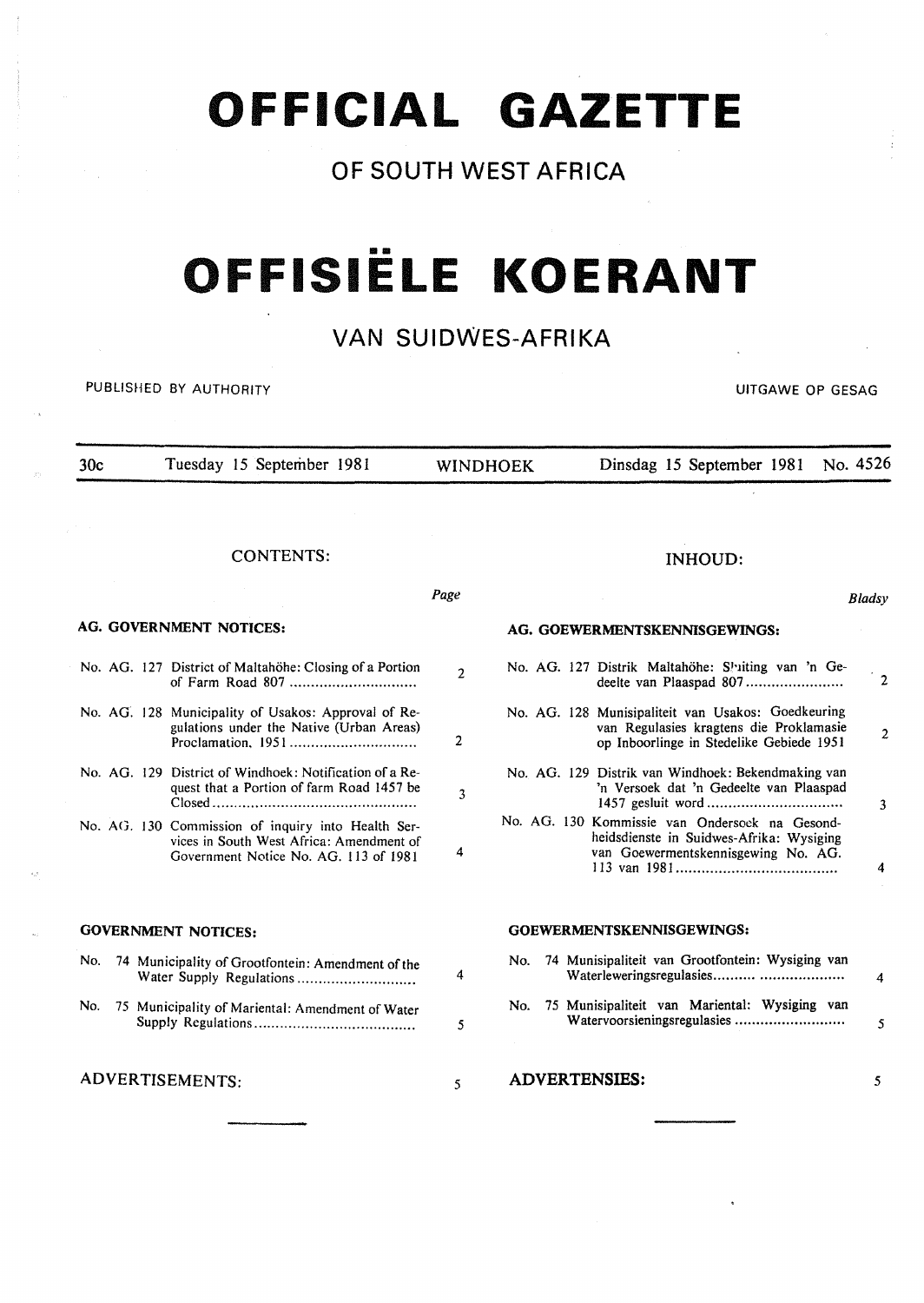# OFFICIAL GAZETTE

## OF SOUTH WEST AFRICA

# OFFISIËLE KOERANT

## VAN SUIDWES-AFRIKA

PUBLISHED BY AUTHORITY — UITGAWE OP GESAG

| 30c | Tuesday 15 September 1981 | WINDHOEK | Dinsdag 15 September 1981 | No. 4526 |
|---|---|---|---|---|

## CONTENTS:

| | Page |
|---|---|
| **AG. GOVERNMENT NOTICES:** | |
| No. AG. 127 District of Maltahöhe: Closing of a Portion of Farm Road 807 | 2 |
| No. AG. 128 Municipality of Usakos: Approval of Regulations under the Native (Urban Areas) Proclamation, 1951 | 2 |
| No. AG. 129 District of Windhoek: Notification of a Request that a Portion of farm Road 1457 be Closed | 3 |
| No. AG. 130 Commission of inquiry into Health Services in South West Africa: Amendment of Government Notice No. AG. 113 of 1981 | 4 |
| **GOVERNMENT NOTICES:** | |
| No. 74 Municipality of Grootfontein: Amendment of the Water Supply Regulations | 4 |
| No. 75 Municipality of Mariental: Amendment of Water Supply Regulations | 5 |
| ADVERTISEMENTS: | 5 |

## INHOUD:

| | Bladsy |
|---|---|
| **AG. GOEWERMENTSKENNISGEWINGS:** | |
| No. AG. 127 Distrik Maltahöhe: Sluiting van 'n Gedeelte van Plaaspad 807 | 2 |
| No. AG. 128 Munisipaliteit van Usakos: Goedkeuring van Regulasies kragtens die Proklamasie op Inboorlinge in Stedelike Gebiede 1951 | 2 |
| No. AG. 129 Distrik van Windhoek: Bekendmaking van 'n Versoek dat 'n Gedeelte van Plaaspad 1457 gesluit word | 3 |
| No. AG. 130 Kommissie van Ondersoek na Gesondheidsdienste in Suidwes-Afrika: Wysiging van Goewermentskennisgewing No. AG. 113 van 1981 | 4 |
| **GOEWERMENTSKENNISGEWINGS:** | |
| No. 74 Munisipaliteit van Grootfontein: Wysiging van Waterleweringsregulasies | 4 |
| No. 75 Munisipaliteit van Mariental: Wysiging van Watervoorsieningsregulasies | 5 |
| **ADVERTENSIES:** | 5 |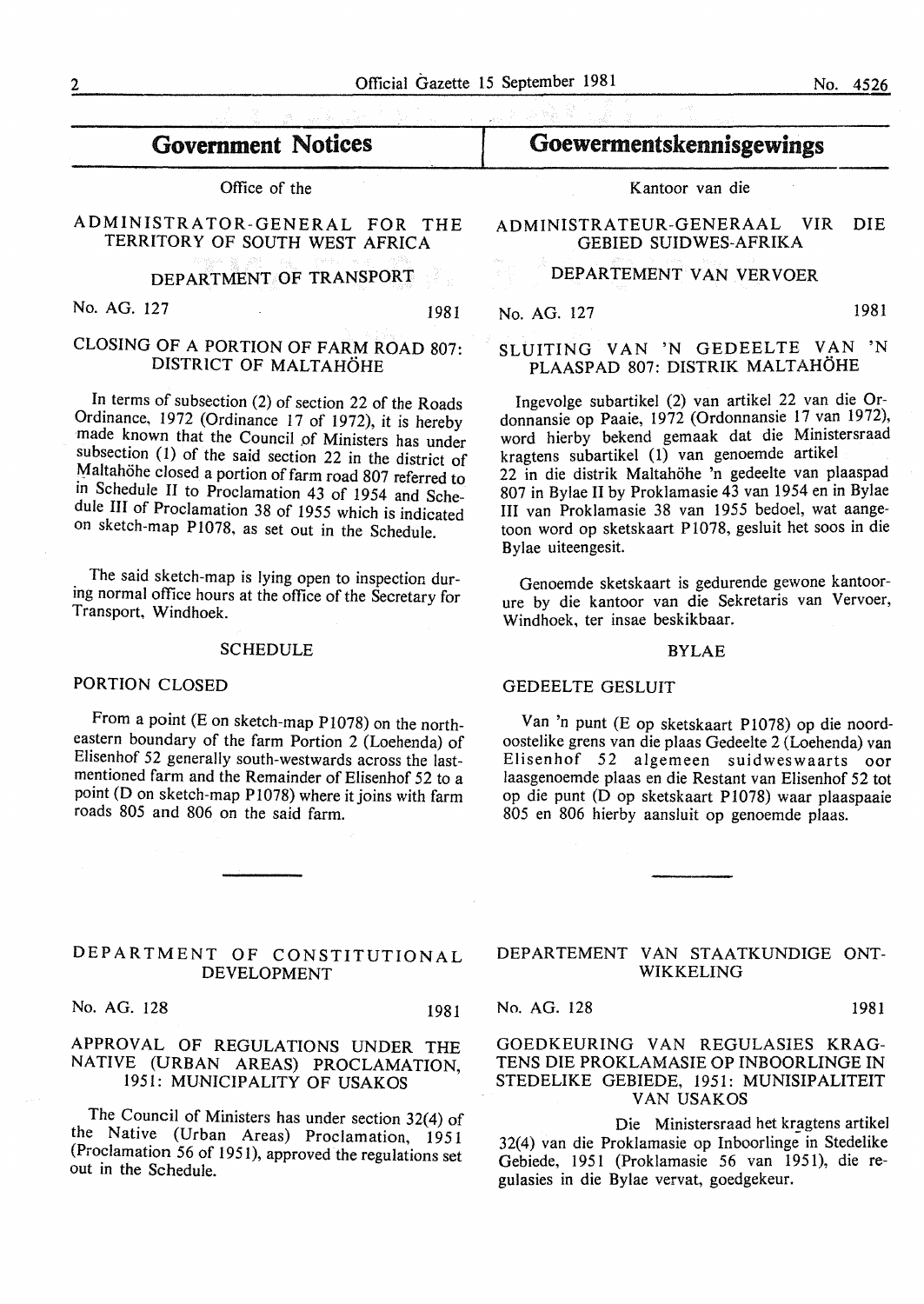## Government Notices

Office of the

ADMINISTRATOR-GENERAL FOR THE TERRITORY OF SOUTH WEST AFRICA

DEPARTMENT OF TRANSPORT

No. AG. 127 1981

### CLOSING OF A PORTION OF FARM ROAD 807: DISTRICT OF MALTAHÖHE

In terms of subsection (2) of section 22 of the Roads Ordinance, 1972 (Ordinance 17 of 1972), it is hereby made known that the Council of Ministers has under subsection (1) of the said section 22 in the district of Maltahöhe closed a portion of farm road 807 referred to in Schedule II to Proclamation 43 of 1954 and Schedule III of Proclamation 38 of 1955 which is indicated on sketch-map P1078, as set out in the Schedule.

The said sketch-map is lying open to inspection during normal office hours at the office of the Secretary for Transport, Windhoek.

SCHEDULE

PORTION CLOSED

From a point (E on sketch-map P1078) on the north-eastern boundary of the farm Portion 2 (Loehenda) of Elisenhof 52 generally south-westwards across the last-mentioned farm and the Remainder of Elisenhof 52 to a point (D on sketch-map P1078) where it joins with farm roads 805 and 806 on the said farm.

## Goewermentskennisgewings

Kantoor van die

ADMINISTRATEUR-GENERAAL VIR DIE GEBIED SUIDWES-AFRIKA

DEPARTEMENT VAN VERVOER

No. AG. 127 1981

### SLUITING VAN 'N GEDEELTE VAN 'N PLAASPAD 807: DISTRIK MALTAHÖHE

Ingevolge subartikel (2) van artikel 22 van die Ordonnansie op Paaie, 1972 (Ordonnansie 17 van 1972), word hierby bekend gemaak dat die Ministersraad kragtens subartikel (1) van genoemde artikel 22 in die distrik Maltahöhe 'n gedeelte van plaaspad 807 in Bylae II by Proklamasie 43 van 1954 en in Bylae III van Proklamasie 38 van 1955 bedoel, wat aangetoon word op sketskaart P1078, gesluit het soos in die Bylae uiteengesit.

Genoemde sketskaart is gedurende gewone kantoorure by die kantoor van die Sekretaris van Vervoer, Windhoek, ter insae beskikbaar.

BYLAE

GEDEELTE GESLUIT

Van 'n punt (E op sketskaart P1078) op die noordoostelike grens van die plaas Gedeelte 2 (Loehenda) van Elisenhof 52 algemeen suidweswaarts oor laasgenoemde plaas en die Restant van Elisenhof 52 tot op die punt (D op sketskaart P1078) waar plaaspaaie 805 en 806 hierby aansluit op genoemde plaas.

---

DEPARTMENT OF CONSTITUTIONAL DEVELOPMENT

No. AG. 128 1981

### APPROVAL OF REGULATIONS UNDER THE NATIVE (URBAN AREAS) PROCLAMATION, 1951: MUNICIPALITY OF USAKOS

The Council of Ministers has under section 32(4) of the Native (Urban Areas) Proclamation, 1951 (Proclamation 56 of 1951), approved the regulations set out in the Schedule.

DEPARTEMENT VAN STAATKUNDIGE ONTWIKKELING

No. AG. 128 1981

### GOEDKEURING VAN REGULASIES KRAGTENS DIE PROKLAMASIE OP INBOORLINGE IN STEDELIKE GEBIEDE, 1951: MUNISIPALITEIT VAN USAKOS

Die Ministersraad het kragtens artikel 32(4) van die Proklamasie op Inboorlinge in Stedelike Gebiede, 1951 (Proklamasie 56 van 1951), die regulasies in die Bylae vervat, goedgekeur.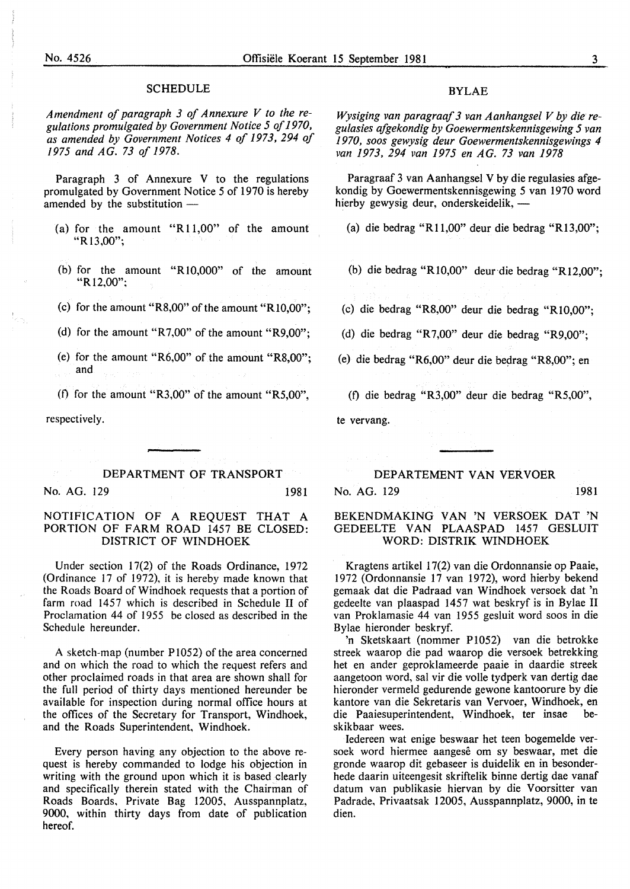## SCHEDULE

*Amendment of paragraph 3 of Annexure V to the regulations promulgated by Government Notice 5 of 1970, as amended by Government Notices 4 of 1973, 294 of 1975 and AG. 73 of 1978.*

Paragraph 3 of Annexure V to the regulations promulgated by Government Notice 5 of 1970 is hereby amended by the substitution —

(a) for the amount "R11,00" of the amount "R13,00";

(b) for the amount "R10,000" of the amount "R12,00";

(c) for the amount "R8,00" of the amount "R10,00";

(d) for the amount "R7,00" of the amount "R9,00";

(e) for the amount "R6,00" of the amount "R8,00"; and

(f) for the amount "R3,00" of the amount "R5,00",

respectively.

## BYLAE

*Wysiging van paragraaf 3 van Aanhangsel V by die regulasies afgekondig by Goewermentskennisgewing 5 van 1970, soos gewysig deur Goewermentskennisgewings 4 van 1973, 294 van 1975 en AG. 73 van 1978*

Paragraaf 3 van Aanhangsel V by die regulasies afgekondig by Goewermentskennisgewing 5 van 1970 word hierby gewysig deur, onderskeidelik, —

(a) die bedrag "R11,00" deur die bedrag "R13,00";

(b) die bedrag "R10,00" deur die bedrag "R12,00";

(c) die bedrag "R8,00" deur die bedrag "R10,00";

(d) die bedrag "R7,00" deur die bedrag "R9,00";

(e) die bedrag "R6,00" deur die bedrag "R8,00"; en

(f) die bedrag "R3,00" deur die bedrag "R5,00",

te vervang.

---

## DEPARTMENT OF TRANSPORT

No. AG. 129 1981

### NOTIFICATION OF A REQUEST THAT A PORTION OF FARM ROAD 1457 BE CLOSED: DISTRICT OF WINDHOEK

Under section 17(2) of the Roads Ordinance, 1972 (Ordinance 17 of 1972), it is hereby made known that the Roads Board of Windhoek requests that a portion of farm road 1457 which is described in Schedule II of Proclamation 44 of 1955 be closed as described in the Schedule hereunder.

A sketch-map (number P1052) of the area concerned and on which the road to which the request refers and other proclaimed roads in that area are shown shall for the full period of thirty days mentioned hereunder be available for inspection during normal office hours at the offices of the Secretary for Transport, Windhoek, and the Roads Superintendent, Windhoek.

Every person having any objection to the above request is hereby commanded to lodge his objection in writing with the ground upon which it is based clearly and specifically therein stated with the Chairman of Roads Boards, Private Bag 12005, Ausspannplatz, 9000, within thirty days from date of publication hereof.

## DEPARTEMENT VAN VERVOER

No. AG. 129 1981

### BEKENDMAKING VAN 'N VERSOEK DAT 'N GEDEELTE VAN PLAASPAD 1457 GESLUIT WORD: DISTRIK WINDHOEK

Kragtens artikel 17(2) van die Ordonnansie op Paaie, 1972 (Ordonnansie 17 van 1972), word hierby bekend gemaak dat die Padraad van Windhoek versoek dat 'n gedeelte van plaaspad 1457 wat beskryf is in Bylae II van Proklamasie 44 van 1955 gesluit word soos in die Bylae hieronder beskryf.

'n Sketskaart (nommer P1052) van die betrokke streek waarop die pad waarop die versoek betrekking het en ander geproklameerde paaie in daardie streek aangetoon word, sal vir die volle tydperk van dertig dae hieronder vermeld gedurende gewone kantoorure by die kantore van die Sekretaris van Vervoer, Windhoek, en die Paaiesuperintendent, Windhoek, ter insae beskikbaar wees.

Iedereen wat enige beswaar het teen bogemelde versoek word hiermee aangesê om sy beswaar, met die gronde waarop dit gebaseer is duidelik en in besonderhede daarin uiteengesit skriftelik binne dertig dae vanaf datum van publikasie hiervan by die Voorsitter van Padrade, Privaatsak 12005, Ausspannplatz, 9000, in te dien.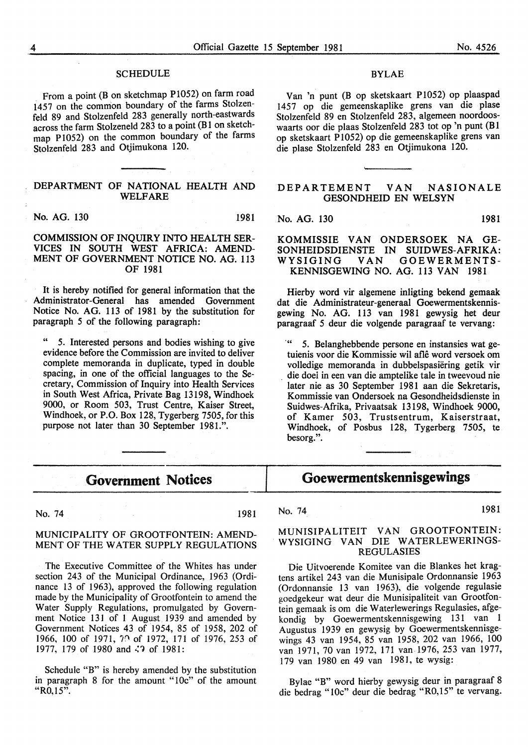## SCHEDULE

From a point (B on sketchmap P1052) on farm road 1457 on the common boundary of the farms Stolzenfeld 89 and Stolzenfeld 283 generally north-eastwards across the farm Stolzeneld 283 to a point (B1 on sketchmap P1052) on the common boundary of the farms Stolzenfeld 283 and Otjimukona 120.

## BYLAE

Van 'n punt (B op sketskaart P1052) op plaaspad 1457 op die gemeenskaplike grens van die plase Stolzenfeld 89 en Stolzenfeld 283, algemeen noordooswaarts oor die plaas Stolzenfeld 283 tot op 'n punt (B1 op sketskaart P1052) op die gemeenskaplike grens van die plase Stolzenfeld 283 en Otjimukona 120.

---

## DEPARTMENT OF NATIONAL HEALTH AND WELFARE

No. AG. 130 1981

### COMMISSION OF INQUIRY INTO HEALTH SERVICES IN SOUTH WEST AFRICA: AMENDMENT OF GOVERNMENT NOTICE NO. AG. 113 OF 1981

It is hereby notified for general information that the Administrator-General has amended Government Notice No. AG. 113 of 1981 by the substitution for paragraph 5 of the following paragraph:

" 5. Interested persons and bodies wishing to give evidence before the Commission are invited to deliver complete memoranda in duplicate, typed in double spacing, in one of the official languages to the Secretary, Commission of Inquiry into Health Services in South West Africa, Private Bag 13198, Windhoek 9000, or Room 503, Trust Centre, Kaiser Street, Windhoek, or P.O. Box 128, Tygerberg 7505, for this purpose not later than 30 September 1981.".

## DEPARTEMENT VAN NASIONALE GESONDHEID EN WELSYN

No. AG. 130 1981

### KOMMISSIE VAN ONDERSOEK NA GESONHEIDSDIENSTE IN SUIDWES-AFRIKA: WYSIGING VAN GOEWERMENTSKENNISGEWING NO. AG. 113 VAN 1981

Hierby word vir algemene inligting bekend gemaak dat die Administrateur-generaal Goewermentskennisgewing No. AG. 113 van 1981 gewysig het deur paragraaf 5 deur die volgende paragraaf te vervang:

" 5. Belanghebbende persone en instansies wat getuienis voor die Kommissie wil aflê word versoek om volledige memoranda in dubbelspasiëring getik vir die doel in een van die amptelike tale in tweevoud nie later nie as 30 September 1981 aan die Sekretaris, Kommissie van Ondersoek na Gesondheidsdienste in Suidwes-Afrika, Privaatsak 13198, Windhoek 9000, of Kamer 503, Trustsentrum, Kaiserstraat, Windhoek, of Posbus 128, Tygerberg 7505, te besorg.".

---

# Government Notices

No. 74 1981

### MUNICIPALITY OF GROOTFONTEIN: AMENDMENT OF THE WATER SUPPLY REGULATIONS

The Executive Committee of the Whites has under section 243 of the Municipal Ordinance, 1963 (Ordinance 13 of 1963), approved the following regulation made by the Municipality of Grootfontein to amend the Water Supply Regulations, promulgated by Government Notice 131 of 1 August 1939 and amended by Government Notices 43 of 1954, 85 of 1958, 202 of 1966, 100 of 1971, 70 of 1972, 171 of 1976, 253 of 1977, 179 of 1980 and 49 of 1981:

Schedule "B" is hereby amended by the substitution in paragraph 8 for the amount "10c" of the amount "R0,15".

# Goewermentskennisgewings

No. 74 1981

### MUNISIPALITEIT VAN GROOTFONTEIN: WYSIGING VAN DIE WATERLEWERINGSREGULASIES

Die Uitvoerende Komitee van die Blankes het kragtens artikel 243 van die Munisipale Ordonnansie 1963 (Ordonnansie 13 van 1963), die volgende regulasie goedgekeur wat deur die Munisipaliteit van Grootfontein gemaak is om die Waterlewerings Regulasies, afgekondig by Goewermentskennisgewing 131 van 1 Augustus 1939 en gewysig by Goewermentskennisgewings 43 van 1954, 85 van 1958, 202 van 1966, 100 van 1971, 70 van 1972, 171 van 1976, 253 van 1977, 179 van 1980 en 49 van 1981, te wysig:

Bylae "B" word hierby gewysig deur in paragraaf 8 die bedrag "10c" deur die bedrag "R0,15" te vervang.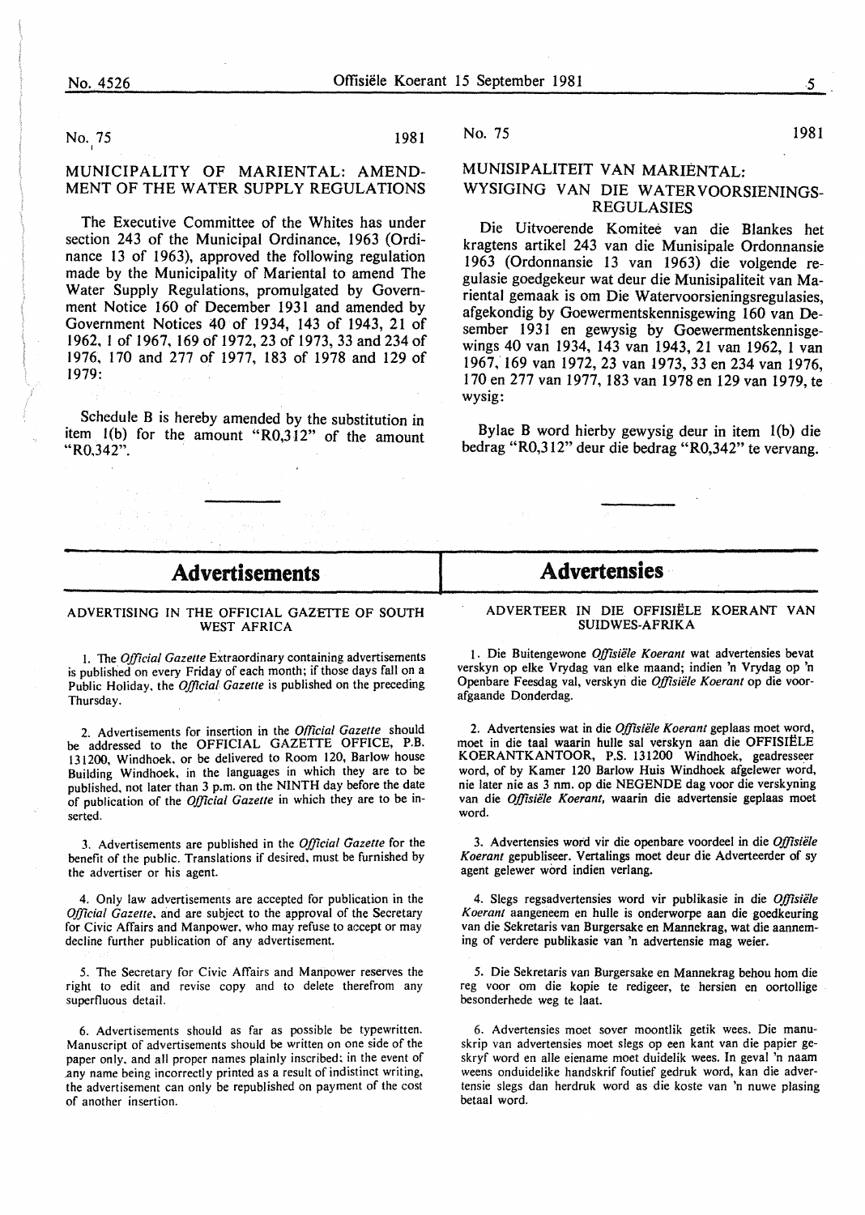No. 75 1981

## MUNICIPALITY OF MARIENTAL: AMENDMENT OF THE WATER SUPPLY REGULATIONS

The Executive Committee of the Whites has under section 243 of the Municipal Ordinance, 1963 (Ordinance 13 of 1963), approved the following regulation made by the Municipality of Mariental to amend The Water Supply Regulations, promulgated by Government Notice 160 of December 1931 and amended by Government Notices 40 of 1934, 143 of 1943, 21 of 1962, 1 of 1967, 169 of 1972, 23 of 1973, 33 and 234 of 1976, 170 and 277 of 1977, 183 of 1978 and 129 of 1979:

Schedule B is hereby amended by the substitution in item 1(b) for the amount "R0,312" of the amount "R0,342".

No. 75 1981

## MUNISIPALITEIT VAN MARIENTAL: WYSIGING VAN DIE WATERVOORSIENINGSREGULASIES

Die Uitvoerende Komitee van die Blankes het kragtens artikel 243 van die Munisipale Ordonnansie 1963 (Ordonnansie 13 van 1963) die volgende regulasie goedgekeur wat deur die Munisipaliteit van Mariental gemaak is om Die Watervoorsieningsregulasies, afgekondig by Goewermentskennisgewing 160 van Desember 1931 en gewysig by Goewermentskennisgewings 40 van 1934, 143 van 1943, 21 van 1962, 1 van 1967, 169 van 1972, 23 van 1973, 33 en 234 van 1976, 170 en 277 van 1977, 183 van 1978 en 129 van 1979, te wysig:

Bylae B word hierby gewysig deur in item 1(b) die bedrag "R0,312" deur die bedrag "R0,342" te vervang.

# Advertisements

### ADVERTISING IN THE OFFICIAL GAZETTE OF SOUTH WEST AFRICA

1. The *Official Gazette* Extraordinary containing advertisements is published on every Friday of each month; if those days fall on a Public Holiday, the *Official Gazette* is published on the preceding Thursday.

2. Advertisements for insertion in the *Official Gazette* should be addressed to the OFFICIAL GAZETTE OFFICE, P.B. 131200, Windhoek, or be delivered to Room 120, Barlow house Building Windhoek, in the languages in which they are to be published, not later than 3 p.m. on the NINTH day before the date of publication of the *Official Gazette* in which they are to be inserted.

3. Advertisements are published in the *Official Gazette* for the benefit of the public. Translations if desired, must be furnished by the advertiser or his agent.

4. Only law advertisements are accepted for publication in the *Official Gazette*, and are subject to the approval of the Secretary for Civic Affairs and Manpower, who may refuse to accept or may decline further publication of any advertisement.

5. The Secretary for Civic Affairs and Manpower reserves the right to edit and revise copy and to delete therefrom any superfluous detail.

6. Advertisements should as far as possible be typewritten. Manuscript of advertisements should be written on one side of the paper only, and all proper names plainly inscribed; in the event of any name being incorrectly printed as a result of indistinct writing, the advertisement can only be republished on payment of the cost of another insertion.

# Advertensies

### ADVERTEER IN DIE OFFISIËLE KOERANT VAN SUIDWES-AFRIKA

1. Die Buitengewone *Offisiële Koerant* wat advertensies bevat verskyn op elke Vrydag van elke maand; indien 'n Vrydag op 'n Openbare Feesdag val, verskyn die *Offisiële Koerant* op die voorafgaande Donderdag.

2. Advertensies wat in die *Offisiële Koerant* geplaas moet word, moet in die taal waarin hulle sal verskyn aan die OFFISIËLE KOERANTKANTOOR, P.S. 131200 Windhoek, geadresseer word, of by Kamer 120 Barlow Huis Windhoek afgelewer word, nie later nie as 3 nm. op die NEGENDE dag voor die verskyning van die *Offisiële Koerant*, waarin die advertensie geplaas moet word.

3. Advertensies word vir die openbare voordeel in die *Offisiële Koerant* gepubliseer. Vertalings moet deur die Adverteerder of sy agent gelewer word indien verlang.

4. Slegs regsadvertensies word vir publikasie in die *Offisiële Koerant* aangeneem en hulle is onderworpe aan die goedkeuring van die Sekretaris van Burgersake en Mannekrag, wat die aanneming of verdere publikasie van 'n advertensie mag weier.

5. Die Sekretaris van Burgersake en Mannekrag behou hom die reg voor om die kopie te redigeer, te hersien en oortollige besonderhede weg te laat.

6. Advertensies moet sover moontlik getik wees. Die manuskrip van advertensies moet slegs op een kant van die papier geskryf word en alle eiename moet duidelik wees. In geval 'n naam weens onduidelike handskrif foutief gedruk word, kan die advertensie slegs dan herdruk word as die koste van 'n nuwe plasing betaal word.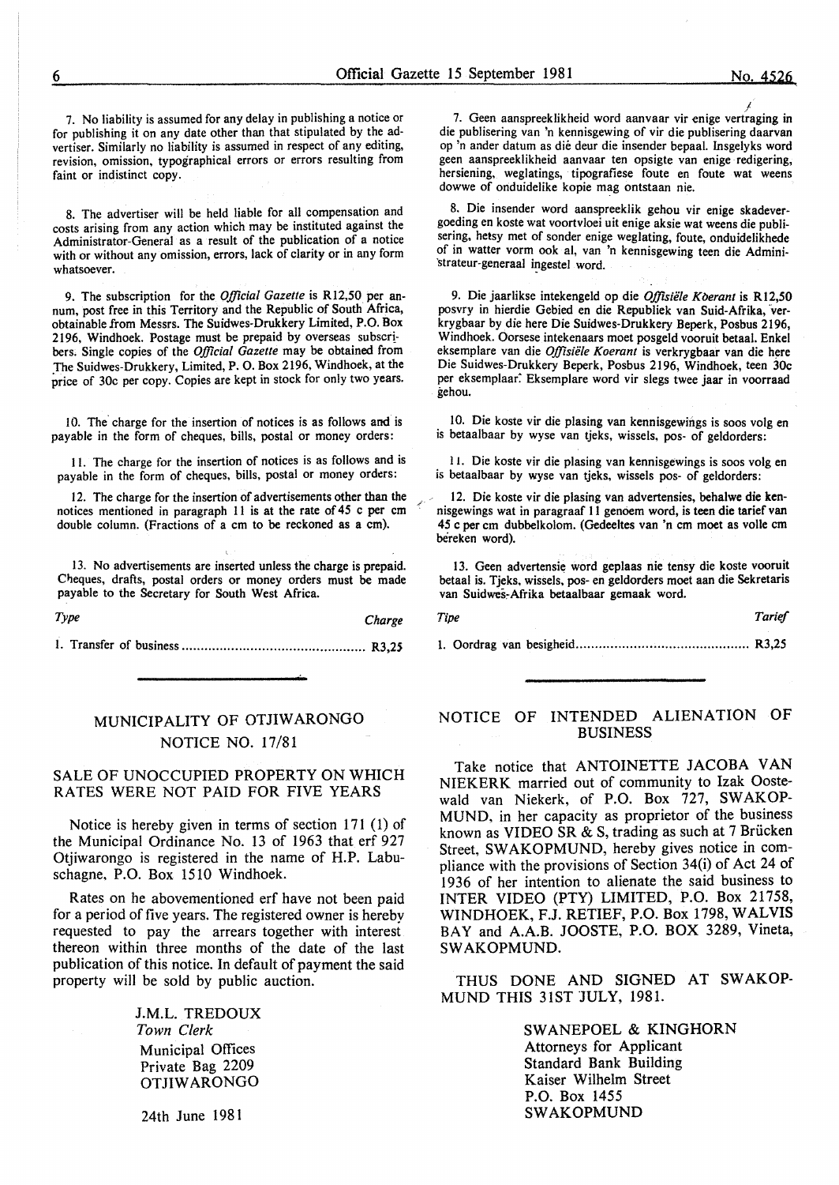7. No liability is assumed for any delay in publishing a notice or for publishing it on any date other than that stipulated by the advertiser. Similarly no liability is assumed in respect of any editing, revision, omission, typographical errors or errors resulting from faint or indistinct copy.

8. The advertiser will be held liable for all compensation and costs arising from any action which may be instituted against the Administrator-General as a result of the publication of a notice with or without any omission, errors, lack of clarity or in any form whatsoever.

9. The subscription for the *Official Gazette* is R12,50 per annum, post free in this Territory and the Republic of South Africa, obtainable from Messrs. The Suidwes-Drukkery Limited, P.O. Box 2196, Windhoek. Postage must be prepaid by overseas subscribers. Single copies of the *Official Gazette* may be obtained from The Suidwes-Drukkery, Limited, P. O. Box 2196, Windhoek, at the price of 30c per copy. Copies are kept in stock for only two years.

10. The charge for the insertion of notices is as follows and is payable in the form of cheques, bills, postal or money orders:

11. The charge for the insertion of notices is as follows and is payable in the form of cheques, bills, postal or money orders:

12. The charge for the insertion of advertisements other than the notices mentioned in paragraph 11 is at the rate of 45 c per cm double column. (Fractions of a cm to be reckoned as a cm).

13. No advertisements are inserted unless the charge is prepaid. Cheques, drafts, postal orders or money orders must be made payable to the Secretary for South West Africa.

| *Type* | *Charge* |
|---|---|
| 1. Transfer of business | R3,25 |

7. Geen aanspreeklikheid word aanvaar vir enige vertraging in die publisering van 'n kennisgewing of vir die publisering daarvan op 'n ander datum as dié deur die insender bepaal. Insgelyks word geen aanspreeklikheid aanvaar ten opsigte van enige redigering, hersiening, weglatings, tipografiese foute en foute wat weens dowwe of onduidelike kopie mag ontstaan nie.

8. Die insender word aanspreeklik gehou vir enige skadevergoeding en koste wat voortvloei uit enige aksie wat weens die publisering, hetsy met of sonder enige weglating, foute, onduidelikhede of in watter vorm ook al, van 'n kennisgewing teen die Administrateur-generaal ingestel word.

9. Die jaarlikse intekengeld op die *Offisiële Koerant* is R12,50 posvry in hierdie Gebied en die Republiek van Suid-Afrika, verkrygbaar by die here Die Suidwes-Drukkery Beperk, Posbus 2196, Windhoek. Oorsese intekenaars moet posgeld vooruit betaal. Enkel eksemplare van die *Offisiële Koerant* is verkrygbaar van die here Die Suidwes-Drukkery Beperk, Posbus 2196, Windhoek, teen 30c per eksemplaar. Eksemplare word vir slegs twee jaar in voorraad gehou.

10. Die koste vir die plasing van kennisgewings is soos volg en is betaalbaar by wyse van tjeks, wissels, pos- of geldorders:

11. Die koste vir die plasing van kennisgewings is soos volg en is betaalbaar by wyse van tjeks, wissels pos- of geldorders:

12. Die koste vir die plasing van advertensies, behalwe die kennisgewings wat in paragraaf 11 genoem word, is teen die tarief van 45 c per cm dubbelkolom. (Gedeeltes van 'n cm moet as volle cm bereken word).

13. Geen advertensie word geplaas nie tensy die koste vooruit betaal is. Tjeks, wissels, pos- en geldorders moet aan die Sekretaris van Suidwes-Afrika betaalbaar gemaak word.

| *Tipe* | *Tarief* |
|---|---|
| 1. Oordrag van besigheid | R3,25 |

## MUNICIPALITY OF OTJIWARONGO
## NOTICE NO. 17/81

### SALE OF UNOCCUPIED PROPERTY ON WHICH RATES WERE NOT PAID FOR FIVE YEARS

Notice is hereby given in terms of section 171 (1) of the Municipal Ordinance No. 13 of 1963 that erf 927 Otjiwarongo is registered in the name of H.P. Labuschagne, P.O. Box 1510 Windhoek.

Rates on he abovementioned erf have not been paid for a period of five years. The registered owner is hereby requested to pay the arrears together with interest thereon within three months of the date of the last publication of this notice. In default of payment the said property will be sold by public auction.

J.M.L. TREDOUX
*Town Clerk*
Municipal Offices
Private Bag 2209
OTJIWARONGO

24th June 1981

## NOTICE OF INTENDED ALIENATION OF BUSINESS

Take notice that ANTOINETTE JACOBA VAN NIEKERK married out of community to Izak Oostewald van Niekerk, of P.O. Box 727, SWAKOPMUND, in her capacity as proprietor of the business known as VIDEO SR & S, trading as such at 7 Brücken Street, SWAKOPMUND, hereby gives notice in compliance with the provisions of Section 34(i) of Act 24 of 1936 of her intention to alienate the said business to INTER VIDEO (PTY) LIMITED, P.O. Box 21758, WINDHOEK, F.J. RETIEF, P.O. Box 1798, WALVIS BAY and A.A.B. JOOSTE, P.O. BOX 3289, Vineta, SWAKOPMUND.

THUS DONE AND SIGNED AT SWAKOPMUND THIS 31ST JULY, 1981.

SWANEPOEL & KINGHORN
Attorneys for Applicant
Standard Bank Building
Kaiser Wilhelm Street
P.O. Box 1455
SWAKOPMUND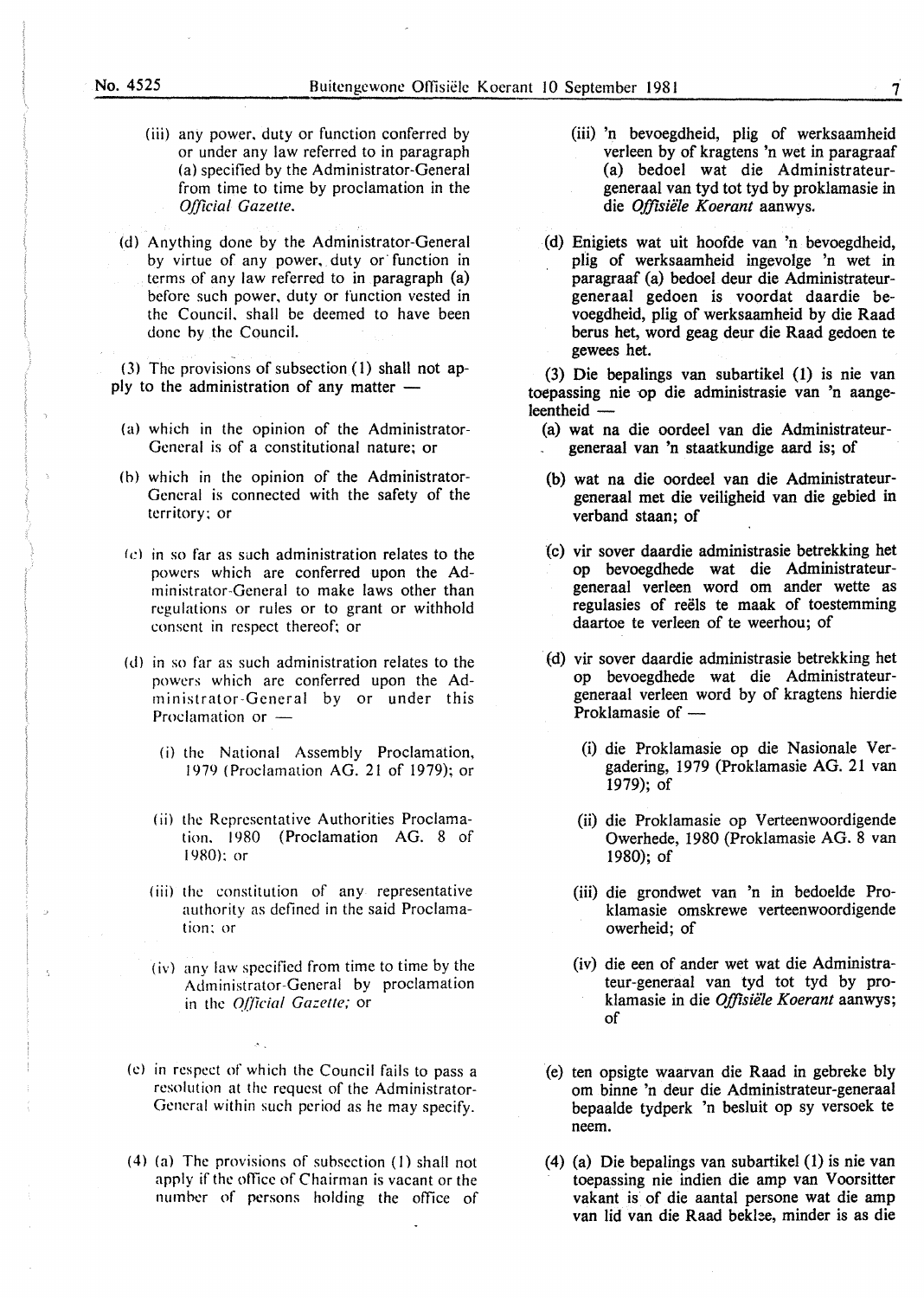(iii) any power, duty or function conferred by or under any law referred to in paragraph (a) specified by the Administrator-General from time to time by proclamation in the *Official Gazette*.

(d) Anything done by the Administrator-General by virtue of any power, duty or function in terms of any law referred to in paragraph (a) before such power, duty or function vested in the Council, shall be deemed to have been done by the Council.

(3) The provisions of subsection (1) shall not apply to the administration of any matter —

(a) which in the opinion of the Administrator-General is of a constitutional nature; or

(b) which in the opinion of the Administrator-General is connected with the safety of the territory; or

(c) in so far as such administration relates to the powers which are conferred upon the Administrator-General to make laws other than regulations or rules or to grant or withhold consent in respect thereof; or

(d) in so far as such administration relates to the powers which are conferred upon the Administrator-General by or under this Proclamation or —

(i) the National Assembly Proclamation, 1979 (Proclamation AG. 21 of 1979); or

(ii) the Representative Authorities Proclamation, 1980 (Proclamation AG. 8 of 1980); or

(iii) the constitution of any representative authority as defined in the said Proclamation; or

(iv) any law specified from time to time by the Administrator-General by proclamation in the *Official Gazette*; or

(e) in respect of which the Council fails to pass a resolution at the request of the Administrator-General within such period as he may specify.

(4) (a) The provisions of subsection (1) shall not apply if the office of Chairman is vacant or the number of persons holding the office of

(iii) 'n bevoegdheid, plig of werksaamheid verleen by of kragtens 'n wet in paragraaf (a) bedoel wat die Administrateur-generaal van tyd tot tyd by proklamasie in die *Offisiële Koerant* aanwys.

(d) Enigiets wat uit hoofde van 'n bevoegdheid, plig of werksaamheid ingevolge 'n wet in paragraaf (a) bedoel deur die Administrateur-generaal gedoen is voordat daardie bevoegdheid, plig of werksaamheid by die Raad berus het, word geag deur die Raad gedoen te gewees het.

(3) Die bepalings van subartikel (1) is nie van toepassing nie op die administrasie van 'n aangeleentheid —

(a) wat na die oordeel van die Administrateur-generaal van 'n staatkundige aard is; of

(b) wat na die oordeel van die Administrateur-generaal met die veiligheid van die gebied in verband staan; of

(c) vir sover daardie administrasie betrekking het op bevoegdhede wat die Administrateur-generaal verleen word om ander wette as regulasies of reëls te maak of toestemming daartoe te verleen of te weerhou; of

(d) vir sover daardie administrasie betrekking het op bevoegdhede wat die Administrateur-generaal verleen word by of kragtens hierdie Proklamasie of —

(i) die Proklamasie op die Nasionale Vergadering, 1979 (Proklamasie AG. 21 van 1979); of

(ii) die Proklamasie op Verteenwoordigende Owerhede, 1980 (Proklamasie AG. 8 van 1980); of

(iii) die grondwet van 'n in bedoelde Proklamasie omskrewe verteenwoordigende owerheid; of

(iv) die een of ander wet wat die Administrateur-generaal van tyd tot tyd by proklamasie in die *Offisiële Koerant* aanwys; of

(e) ten opsigte waarvan die Raad in gebreke bly om binne 'n deur die Administrateur-generaal bepaalde tydperk 'n besluit op sy versoek te neem.

(4) (a) Die bepalings van subartikel (1) is nie van toepassing nie indien die amp van Voorsitter vakant is of die aantal persone wat die amp van lid van die Raad beklee, minder is as die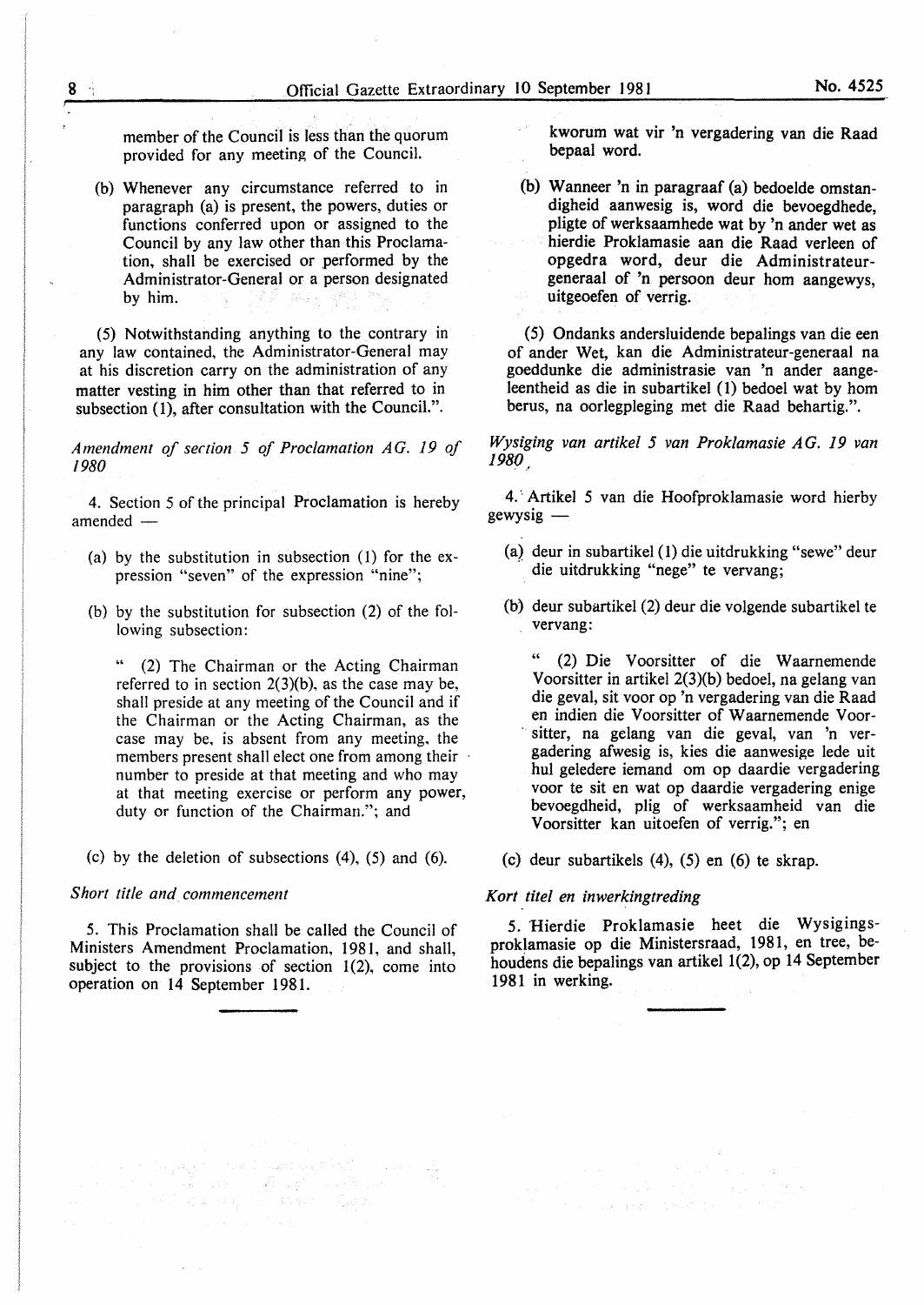member of the Council is less than the quorum provided for any meeting of the Council.

(b) Whenever any circumstance referred to in paragraph (a) is present, the powers, duties or functions conferred upon or assigned to the Council by any law other than this Proclamation, shall be exercised or performed by the Administrator-General or a person designated by him.

(5) Notwithstanding anything to the contrary in any law contained, the Administrator-General may at his discretion carry on the administration of any matter vesting in him other than that referred to in subsection (1), after consultation with the Council.".

*Amendment of section 5 of Proclamation AG. 19 of 1980*

4. Section 5 of the principal Proclamation is hereby amended —

(a) by the substitution in subsection (1) for the expression "seven" of the expression "nine";

(b) by the substitution for subsection (2) of the following subsection:

" (2) The Chairman or the Acting Chairman referred to in section 2(3)(b), as the case may be, shall preside at any meeting of the Council and if the Chairman or the Acting Chairman, as the case may be, is absent from any meeting, the members present shall elect one from among their number to preside at that meeting and who may at that meeting exercise or perform any power, duty or function of the Chairman."; and

(c) by the deletion of subsections (4), (5) and (6).

*Short title and commencement*

5. This Proclamation shall be called the Council of Ministers Amendment Proclamation, 1981, and shall, subject to the provisions of section 1(2), come into operation on 14 September 1981.

---

kworum wat vir 'n vergadering van die Raad bepaal word.

(b) Wanneer 'n in paragraaf (a) bedoelde omstandigheid aanwesig is, word die bevoegdhede, pligte of werksaamhede wat by 'n ander wet as hierdie Proklamasie aan die Raad verleen of opgedra word, deur die Administrateur-generaal of 'n persoon deur hom aangewys, uitgeoefen of verrig.

(5) Ondanks andersluidende bepalings van die een of ander Wet, kan die Administrateur-generaal na goeddunke die administrasie van 'n ander aangeleentheid as die in subartikel (1) bedoel wat by hom berus, na oorlegpleging met die Raad behartig.".

*Wysiging van artikel 5 van Proklamasie AG. 19 van 1980*

4. Artikel 5 van die Hoofproklamasie word hierby gewysig —

(a) deur in subartikel (1) die uitdrukking "sewe" deur die uitdrukking "nege" te vervang;

(b) deur subartikel (2) deur die volgende subartikel te vervang:

" (2) Die Voorsitter of die Waarnemende Voorsitter in artikel 2(3)(b) bedoel, na gelang van die geval, sit voor op 'n vergadering van die Raad en indien die Voorsitter of Waarnemende Voorsitter, na gelang van die geval, van 'n vergadering afwesig is, kies die aanwesige lede uit hul geledere iemand om op daardie vergadering voor te sit en wat op daardie vergadering enige bevoegdheid, plig of werksaamheid van die Voorsitter kan uitoefen of verrig."; en

(c) deur subartikels (4), (5) en (6) te skrap.

*Kort titel en inwerkingtreding*

5. Hierdie Proklamasie heet die Wysigingsproklamasie op die Ministersraad, 1981, en tree, behoudens die bepalings van artikel 1(2), op 14 September 1981 in werking.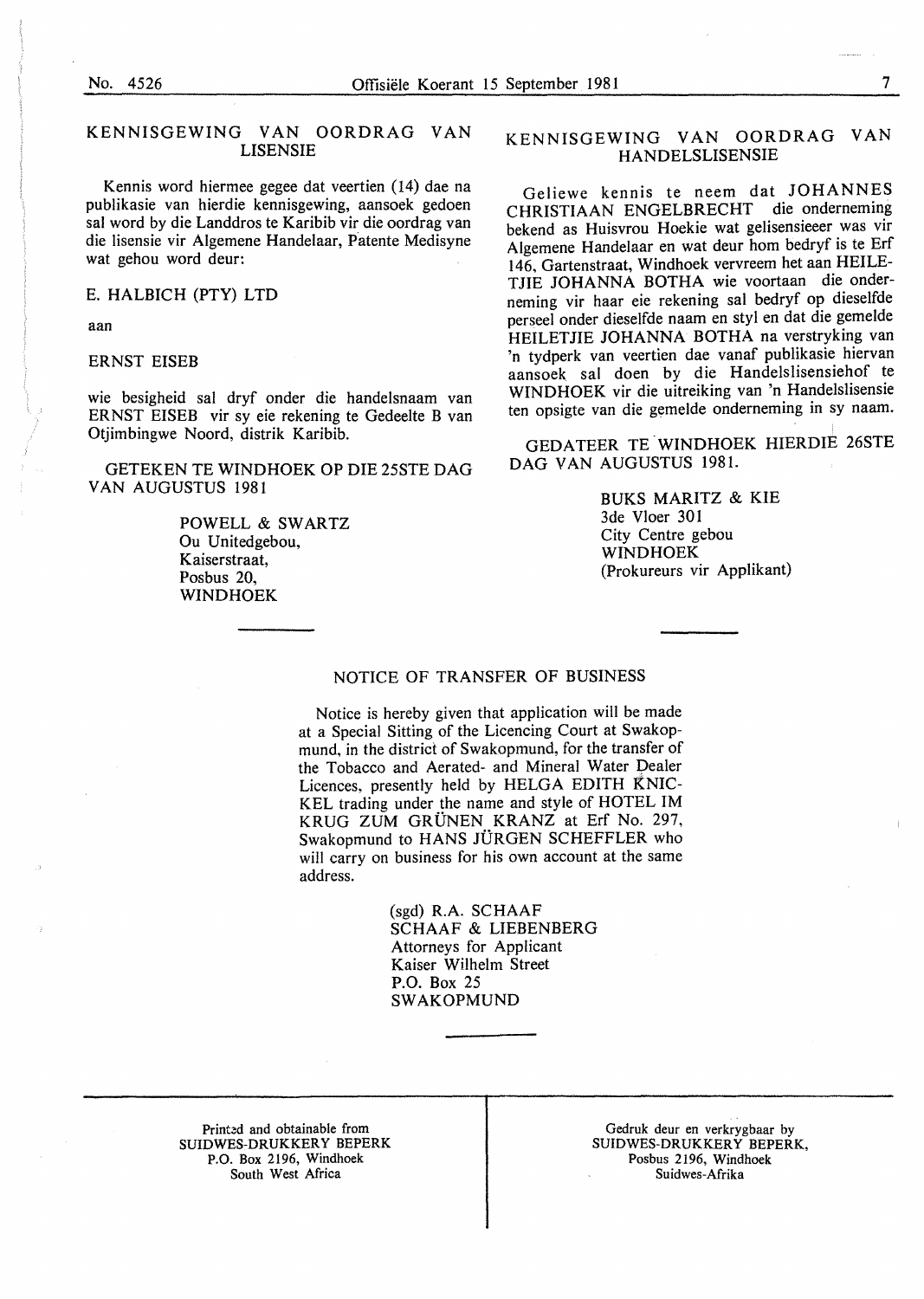## KENNISGEWING VAN OORDRAG VAN LISENSIE

Kennis word hiermee gegee dat veertien (14) dae na publikasie van hierdie kennisgewing, aansoek gedoen sal word by die Landdros te Karibib vir die oordrag van die lisensie vir Algemene Handelaar, Patente Medisyne wat gehou word deur:

E. HALBICH (PTY) LTD

aan

ERNST EISEB

wie besigheid sal dryf onder die handelsnaam van ERNST EISEB vir sy eie rekening te Gedeelte B van Otjimbingwe Noord, distrik Karibib.

GETEKEN TE WINDHOEK OP DIE 25STE DAG VAN AUGUSTUS 1981

POWELL & SWARTZ
Ou Unitedgebou,
Kaiserstraat,
Posbus 20,
WINDHOEK

## KENNISGEWING VAN OORDRAG VAN HANDELSLISENSIE

Geliewe kennis te neem dat JOHANNES CHRISTIAAN ENGELBRECHT die onderneming bekend as Huisvrou Hoekie wat gelisensieeer was vir Algemene Handelaar en wat deur hom bedryf is te Erf 146, Gartenstraat, Windhoek vervreem het aan HEILETJIE JOHANNA BOTHA wie voortaan die onderneming vir haar eie rekening sal bedryf op dieselfde perseel onder dieselfde naam en styl en dat die gemelde HEILETJIE JOHANNA BOTHA na verstryking van 'n tydperk van veertien dae vanaf publikasie hiervan aansoek sal doen by die Handelslisensiehof te WINDHOEK vir die uitreiking van 'n Handelslisensie ten opsigte van die gemelde onderneming in sy naam.

GEDATEER TE WINDHOEK HIERDIE 26STE DAG VAN AUGUSTUS 1981.

BUKS MARITZ & KIE
3de Vloer 301
City Centre gebou
WINDHOEK
(Prokureurs vir Applikant)

## NOTICE OF TRANSFER OF BUSINESS

Notice is hereby given that application will be made at a Special Sitting of the Licencing Court at Swakopmund, in the district of Swakopmund, for the transfer of the Tobacco and Aerated- and Mineral Water Dealer Licences, presently held by HELGA EDITH KNICKEL trading under the name and style of HOTEL IM KRUG ZUM GRÜNEN KRANZ at Erf No. 297, Swakopmund to HANS JÜRGEN SCHEFFLER who will carry on business for his own account at the same address.

(sgd) R.A. SCHAAF
SCHAAF & LIEBENBERG
Attorneys for Applicant
Kaiser Wilhelm Street
P.O. Box 25
SWAKOPMUND

Printed and obtainable from
SUIDWES-DRUKKERY BEPERK
P.O. Box 2196, Windhoek
South West Africa

Gedruk deur en verkrygbaar by
SUIDWES-DRUKKERY BEPERK,
Posbus 2196, Windhoek
Suidwes-Afrika